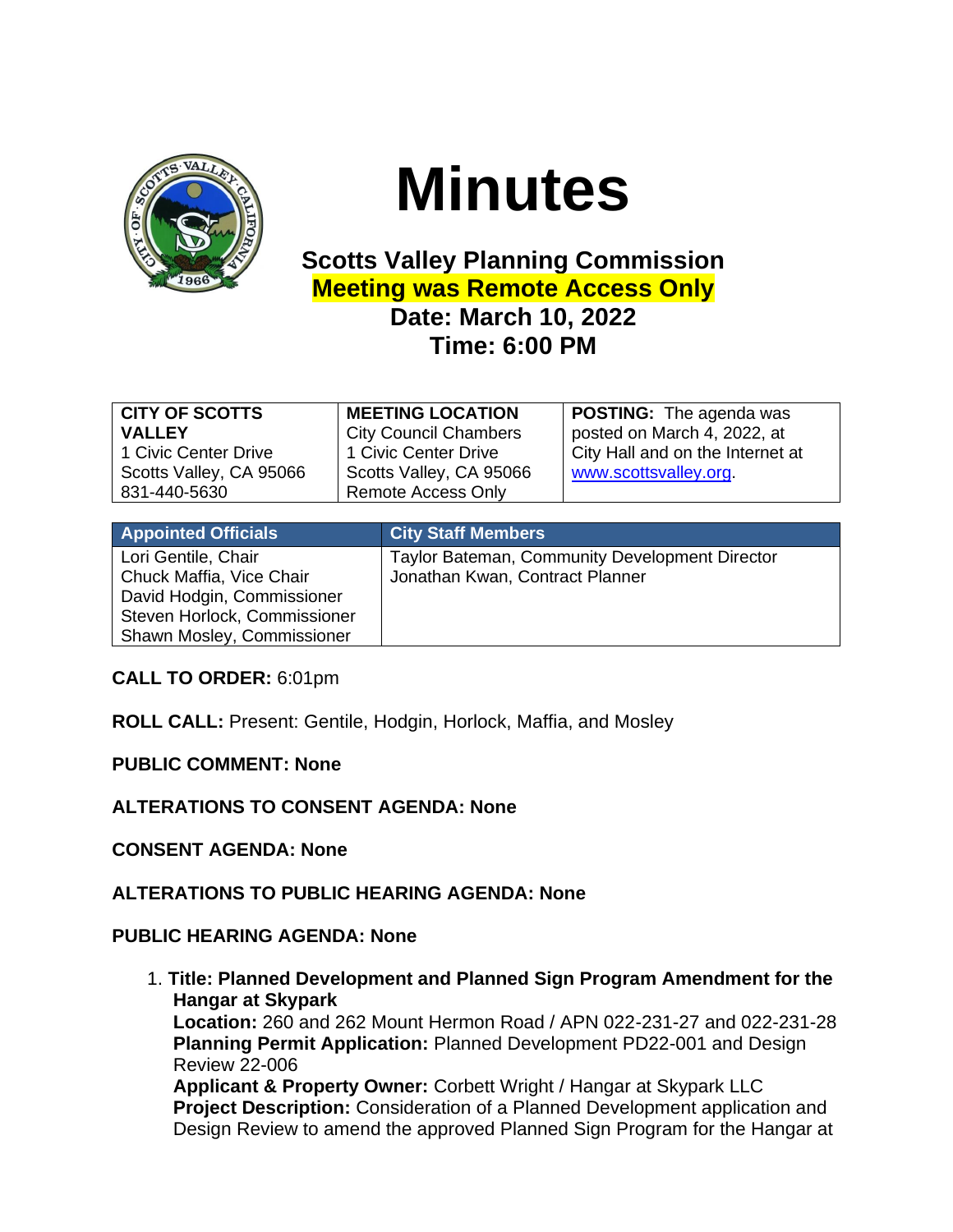# Minutes

### Scotts Valley Planning Commission
### Meeting was Remote Access Only
### Date: March 10, 2022
### Time: 6:00 PM

| **CITY OF SCOTTS VALLEY**<br>1 Civic Center Drive<br>Scotts Valley, CA 95066<br>831-440-5630 | **MEETING LOCATION**<br>City Council Chambers<br>1 Civic Center Drive<br>Scotts Valley, CA 95066<br>Remote Access Only | **POSTING:** The agenda was posted on March 4, 2022, at City Hall and on the Internet at www.scottsvalley.org. |
|---|---|---|

| Appointed Officials | City Staff Members |
|---|---|
| Lori Gentile, Chair<br>Chuck Maffia, Vice Chair<br>David Hodgin, Commissioner<br>Steven Horlock, Commissioner<br>Shawn Mosley, Commissioner | Taylor Bateman, Community Development Director<br>Jonathan Kwan, Contract Planner |

**CALL TO ORDER:** 6:01pm

**ROLL CALL:** Present: Gentile, Hodgin, Horlock, Maffia, and Mosley

**PUBLIC COMMENT: None**

**ALTERATIONS TO CONSENT AGENDA: None**

**CONSENT AGENDA: None**

**ALTERATIONS TO PUBLIC HEARING AGENDA: None**

**PUBLIC HEARING AGENDA: None**

1. **Title: Planned Development and Planned Sign Program Amendment for the Hangar at Skypark**
   **Location:** 260 and 262 Mount Hermon Road / APN 022-231-27 and 022-231-28
   **Planning Permit Application:** Planned Development PD22-001 and Design Review 22-006
   **Applicant & Property Owner:** Corbett Wright / Hangar at Skypark LLC
   **Project Description:** Consideration of a Planned Development application and Design Review to amend the approved Planned Sign Program for the Hangar at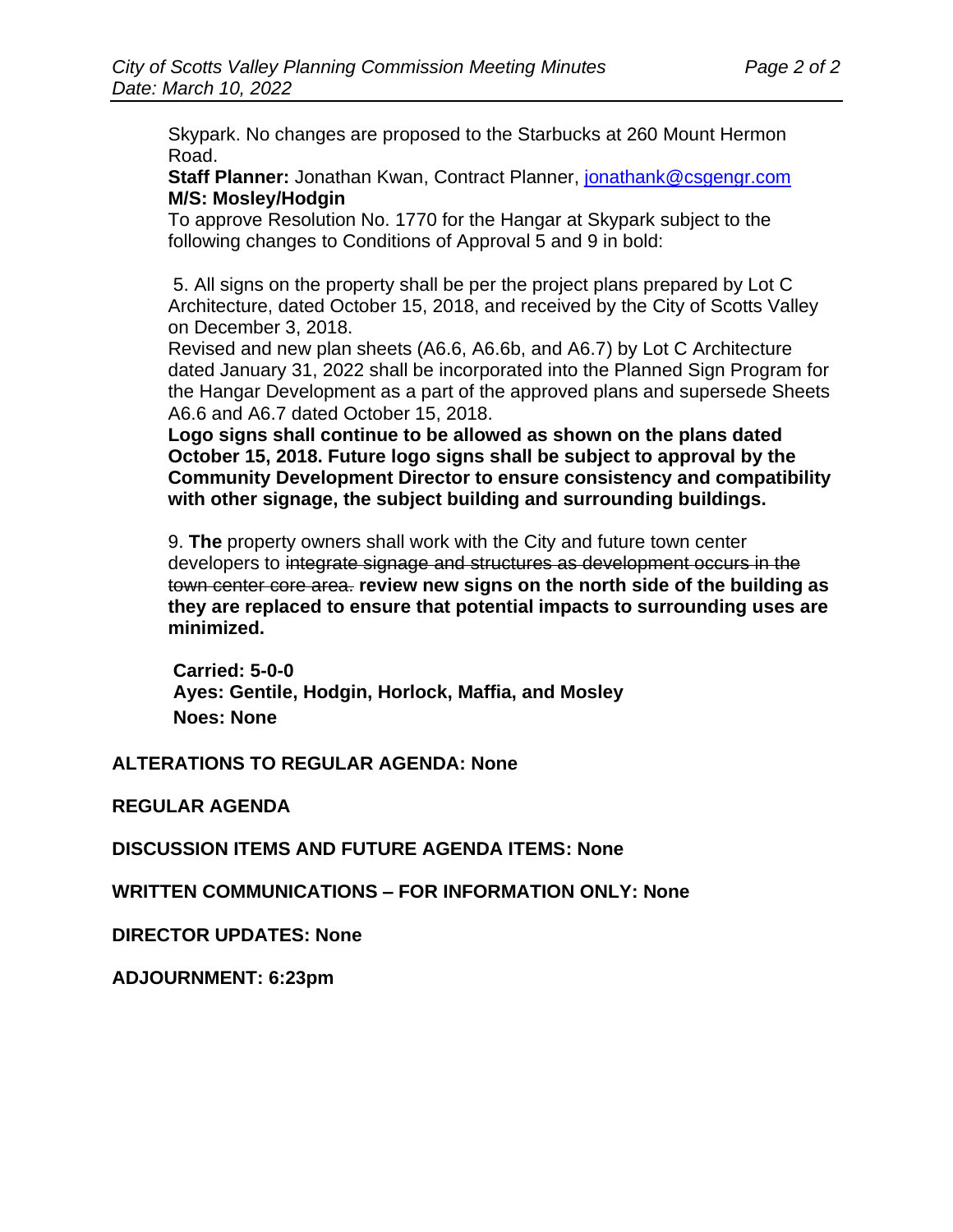Skypark. No changes are proposed to the Starbucks at 260 Mount Hermon Road.

**Staff Planner:** Jonathan Kwan, Contract Planner, jonathank@csgengr.com
**M/S: Mosley/Hodgin**
To approve Resolution No. 1770 for the Hangar at Skypark subject to the following changes to Conditions of Approval 5 and 9 in bold:

5. All signs on the property shall be per the project plans prepared by Lot C Architecture, dated October 15, 2018, and received by the City of Scotts Valley on December 3, 2018.
Revised and new plan sheets (A6.6, A6.6b, and A6.7) by Lot C Architecture dated January 31, 2022 shall be incorporated into the Planned Sign Program for the Hangar Development as a part of the approved plans and supersede Sheets A6.6 and A6.7 dated October 15, 2018.
**Logo signs shall continue to be allowed as shown on the plans dated October 15, 2018. Future logo signs shall be subject to approval by the Community Development Director to ensure consistency and compatibility with other signage, the subject building and surrounding buildings.**

9. **The** property owners shall work with the City and future town center developers to ~~integrate signage and structures as development occurs in the town center core area.~~ **review new signs on the north side of the building as they are replaced to ensure that potential impacts to surrounding uses are minimized.**

**Carried: 5-0-0**
**Ayes: Gentile, Hodgin, Horlock, Maffia, and Mosley**
**Noes: None**

**ALTERATIONS TO REGULAR AGENDA: None**

**REGULAR AGENDA**

**DISCUSSION ITEMS AND FUTURE AGENDA ITEMS: None**

**WRITTEN COMMUNICATIONS – FOR INFORMATION ONLY: None**

**DIRECTOR UPDATES: None**

**ADJOURNMENT: 6:23pm**